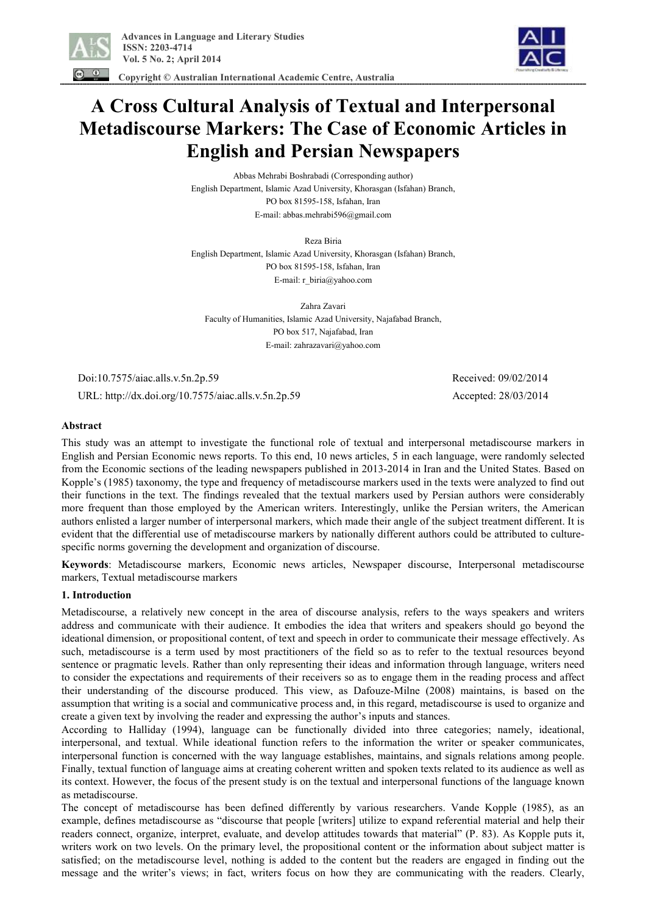# A Cross Cultural Analysis of Textual and Interpersonal Metadiscourse Markers: The Case of Economic Articles in English and Persian Newspapers

Abbas Mehrabi Boshrabadi (Corresponding author)
English Department, Islamic Azad University, Khorasgan (Isfahan) Branch,
PO box 81595-158, Isfahan, Iran
E-mail: abbas.mehrabi596@gmail.com

Reza Biria
English Department, Islamic Azad University, Khorasgan (Isfahan) Branch,
PO box 81595-158, Isfahan, Iran
E-mail: r_biria@yahoo.com

Zahra Zavari
Faculty of Humanities, Islamic Azad University, Najafabad Branch,
PO box 517, Najafabad, Iran
E-mail: zahrazavari@yahoo.com

Doi:10.7575/aiac.alls.v.5n.2p.59 Received: 09/02/2014
URL: http://dx.doi.org/10.7575/aiac.alls.v.5n.2p.59 Accepted: 28/03/2014

## Abstract

This study was an attempt to investigate the functional role of textual and interpersonal metadiscourse markers in English and Persian Economic news reports. To this end, 10 news articles, 5 in each language, were randomly selected from the Economic sections of the leading newspapers published in 2013-2014 in Iran and the United States. Based on Kopple's (1985) taxonomy, the type and frequency of metadiscourse markers used in the texts were analyzed to find out their functions in the text. The findings revealed that the textual markers used by Persian authors were considerably more frequent than those employed by the American writers. Interestingly, unlike the Persian writers, the American authors enlisted a larger number of interpersonal markers, which made their angle of the subject treatment different. It is evident that the differential use of metadiscourse markers by nationally different authors could be attributed to culture-specific norms governing the development and organization of discourse.

**Keywords**: Metadiscourse markers, Economic news articles, Newspaper discourse, Interpersonal metadiscourse markers, Textual metadiscourse markers

## 1. Introduction

Metadiscourse, a relatively new concept in the area of discourse analysis, refers to the ways speakers and writers address and communicate with their audience. It embodies the idea that writers and speakers should go beyond the ideational dimension, or propositional content, of text and speech in order to communicate their message effectively. As such, metadiscourse is a term used by most practitioners of the field so as to refer to the textual resources beyond sentence or pragmatic levels. Rather than only representing their ideas and information through language, writers need to consider the expectations and requirements of their receivers so as to engage them in the reading process and affect their understanding of the discourse produced. This view, as Dafouze-Milne (2008) maintains, is based on the assumption that writing is a social and communicative process and, in this regard, metadiscourse is used to organize and create a given text by involving the reader and expressing the author's inputs and stances.

According to Halliday (1994), language can be functionally divided into three categories; namely, ideational, interpersonal, and textual. While ideational function refers to the information the writer or speaker communicates, interpersonal function is concerned with the way language establishes, maintains, and signals relations among people. Finally, textual function of language aims at creating coherent written and spoken texts related to its audience as well as its context. However, the focus of the present study is on the textual and interpersonal functions of the language known as metadiscourse.

The concept of metadiscourse has been defined differently by various researchers. Vande Kopple (1985), as an example, defines metadiscourse as "discourse that people [writers] utilize to expand referential material and help their readers connect, organize, interpret, evaluate, and develop attitudes towards that material" (P. 83). As Kopple puts it, writers work on two levels. On the primary level, the propositional content or the information about subject matter is satisfied; on the metadiscourse level, nothing is added to the content but the readers are engaged in finding out the message and the writer's views; in fact, writers focus on how they are communicating with the readers. Clearly,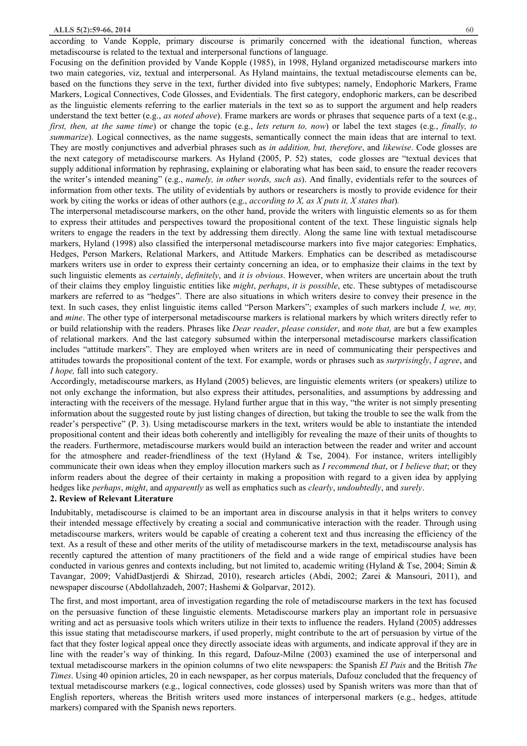according to Vande Kopple, primary discourse is primarily concerned with the ideational function, whereas metadiscourse is related to the textual and interpersonal functions of language.

Focusing on the definition provided by Vande Kopple (1985), in 1998, Hyland organized metadiscourse markers into two main categories, viz, textual and interpersonal. As Hyland maintains, the textual metadiscourse elements can be, based on the functions they serve in the text, further divided into five subtypes; namely, Endophoric Markers, Frame Markers, Logical Connectives, Code Glosses, and Evidentials. The first category, endophoric markers, can be described as the linguistic elements referring to the earlier materials in the text so as to support the argument and help readers understand the text better (e.g., *as noted above*). Frame markers are words or phrases that sequence parts of a text (e.g., *first, then, at the same time*) or change the topic (e.g., *lets return to, now*) or label the text stages (e.g., *finally, to summarize*). Logical connectives, as the name suggests, semantically connect the main ideas that are internal to text. They are mostly conjunctives and adverbial phrases such as *in addition, but, therefore*, and *likewise*. Code glosses are the next category of metadiscourse markers. As Hyland (2005, P. 52) states, code glosses are "textual devices that supply additional information by rephrasing, explaining or elaborating what has been said, to ensure the reader recovers the writer's intended meaning" (e.g., *namely, in other words, such as*). And finally, evidentials refer to the sources of information from other texts. The utility of evidentials by authors or researchers is mostly to provide evidence for their work by citing the works or ideas of other authors (e.g., *according to X, as X puts it, X states that*).

The interpersonal metadiscourse markers, on the other hand, provide the writers with linguistic elements so as for them to express their attitudes and perspectives toward the propositional content of the text. These linguistic signals help writers to engage the readers in the text by addressing them directly. Along the same line with textual metadiscourse markers, Hyland (1998) also classified the interpersonal metadiscourse markers into five major categories: Emphatics, Hedges, Person Markers, Relational Markers, and Attitude Markers. Emphatics can be described as metadiscourse markers writers use in order to express their certainty concerning an idea, or to emphasize their claims in the text by such linguistic elements as *certainly*, *definitely*, and *it is obvious*. However, when writers are uncertain about the truth of their claims they employ linguistic entities like *might*, *perhaps*, *it is possible*, etc. These subtypes of metadiscourse markers are referred to as "hedges". There are also situations in which writers desire to convey their presence in the text. In such cases, they enlist linguistic items called "Person Markers"; examples of such markers include *I, we, my,* and *mine*. The other type of interpersonal metadiscourse markers is relational markers by which writers directly refer to or build relationship with the readers. Phrases like *Dear reader*, *please consider*, and *note that,* are but a few examples of relational markers. And the last category subsumed within the interpersonal metadiscourse markers classification includes "attitude markers". They are employed when writers are in need of communicating their perspectives and attitudes towards the propositional content of the text. For example, words or phrases such as *surprisingly*, *I agree*, and *I hope,* fall into such category.

Accordingly, metadiscourse markers, as Hyland (2005) believes, are linguistic elements writers (or speakers) utilize to not only exchange the information, but also express their attitudes, personalities, and assumptions by addressing and interacting with the receivers of the message. Hyland further argue that in this way, "the writer is not simply presenting information about the suggested route by just listing changes of direction, but taking the trouble to see the walk from the reader's perspective" (P. 3). Using metadiscourse markers in the text, writers would be able to instantiate the intended propositional content and their ideas both coherently and intelligibly for revealing the maze of their units of thoughts to the readers. Furthermore, metadiscourse markers would build an interaction between the reader and writer and account for the atmosphere and reader-friendliness of the text (Hyland & Tse, 2004). For instance, writers intelligibly communicate their own ideas when they employ illocution markers such as *I recommend that*, or *I believe that*; or they inform readers about the degree of their certainty in making a proposition with regard to a given idea by applying hedges like *perhaps*, *might*, and *apparently* as well as emphatics such as *clearly*, *undoubtedly*, and *surely*.

## 2. Review of Relevant Literature

Indubitably, metadiscourse is claimed to be an important area in discourse analysis in that it helps writers to convey their intended message effectively by creating a social and communicative interaction with the reader. Through using metadiscourse markers, writers would be capable of creating a coherent text and thus increasing the efficiency of the text. As a result of these and other merits of the utility of metadiscourse markers in the text, metadiscourse analysis has recently captured the attention of many practitioners of the field and a wide range of empirical studies have been conducted in various genres and contexts including, but not limited to, academic writing (Hyland & Tse, 2004; Simin & Tavangar, 2009; VahidDastjerdi & Shirzad, 2010), research articles (Abdi, 2002; Zarei & Mansouri, 2011), and newspaper discourse (Abdollahzadeh, 2007; Hashemi & Golparvar, 2012).

The first, and most important, area of investigation regarding the role of metadiscourse markers in the text has focused on the persuasive function of these linguistic elements. Metadiscourse markers play an important role in persuasive writing and act as persuasive tools which writers utilize in their texts to influence the readers. Hyland (2005) addresses this issue stating that metadiscourse markers, if used properly, might contribute to the art of persuasion by virtue of the fact that they foster logical appeal once they directly associate ideas with arguments, and indicate approval if they are in line with the reader's way of thinking. In this regard, Dafouz-Milne (2003) examined the use of interpersonal and textual metadiscourse markers in the opinion columns of two elite newspapers: the Spanish *El Pais* and the British *The Times*. Using 40 opinion articles, 20 in each newspaper, as her corpus materials, Dafouz concluded that the frequency of textual metadiscourse markers (e.g., logical connectives, code glosses) used by Spanish writers was more than that of English reporters, whereas the British writers used more instances of interpersonal markers (e.g., hedges, attitude markers) compared with the Spanish news reporters.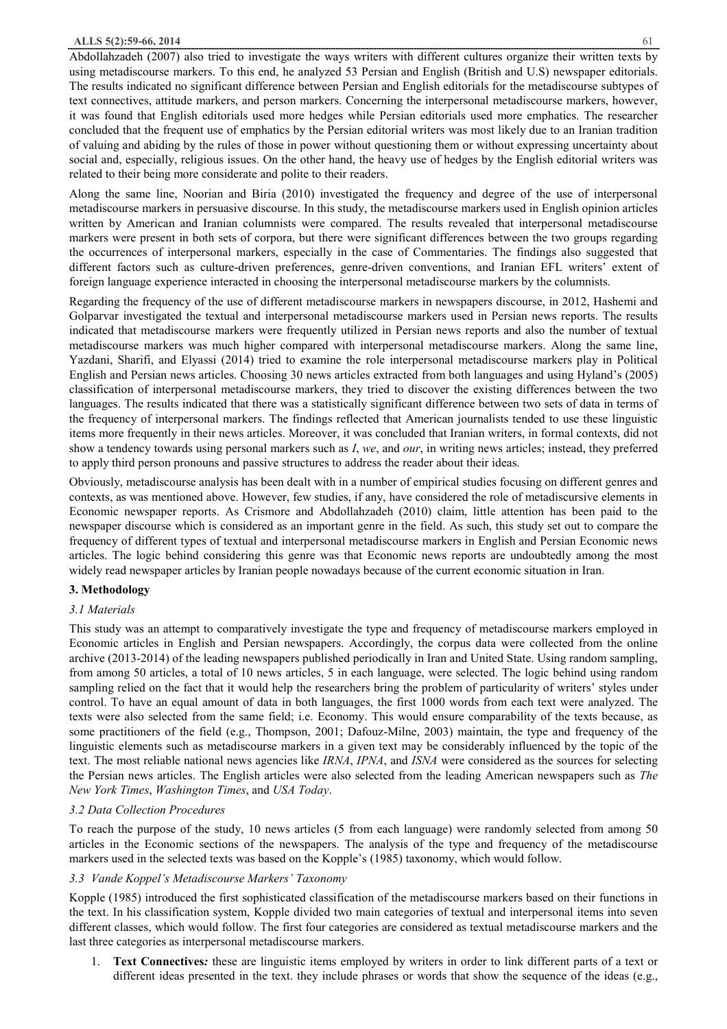Abdollahzadeh (2007) also tried to investigate the ways writers with different cultures organize their written texts by using metadiscourse markers. To this end, he analyzed 53 Persian and English (British and U.S) newspaper editorials. The results indicated no significant difference between Persian and English editorials for the metadiscourse subtypes of text connectives, attitude markers, and person markers. Concerning the interpersonal metadiscourse markers, however, it was found that English editorials used more hedges while Persian editorials used more emphatics. The researcher concluded that the frequent use of emphatics by the Persian editorial writers was most likely due to an Iranian tradition of valuing and abiding by the rules of those in power without questioning them or without expressing uncertainty about social and, especially, religious issues. On the other hand, the heavy use of hedges by the English editorial writers was related to their being more considerate and polite to their readers.

Along the same line, Noorian and Biria (2010) investigated the frequency and degree of the use of interpersonal metadiscourse markers in persuasive discourse. In this study, the metadiscourse markers used in English opinion articles written by American and Iranian columnists were compared. The results revealed that interpersonal metadiscourse markers were present in both sets of corpora, but there were significant differences between the two groups regarding the occurrences of interpersonal markers, especially in the case of Commentaries. The findings also suggested that different factors such as culture-driven preferences, genre-driven conventions, and Iranian EFL writers' extent of foreign language experience interacted in choosing the interpersonal metadiscourse markers by the columnists.

Regarding the frequency of the use of different metadiscourse markers in newspapers discourse, in 2012, Hashemi and Golparvar investigated the textual and interpersonal metadiscourse markers used in Persian news reports. The results indicated that metadiscourse markers were frequently utilized in Persian news reports and also the number of textual metadiscourse markers was much higher compared with interpersonal metadiscourse markers. Along the same line, Yazdani, Sharifi, and Elyassi (2014) tried to examine the role interpersonal metadiscourse markers play in Political English and Persian news articles. Choosing 30 news articles extracted from both languages and using Hyland's (2005) classification of interpersonal metadiscourse markers, they tried to discover the existing differences between the two languages. The results indicated that there was a statistically significant difference between two sets of data in terms of the frequency of interpersonal markers. The findings reflected that American journalists tended to use these linguistic items more frequently in their news articles. Moreover, it was concluded that Iranian writers, in formal contexts, did not show a tendency towards using personal markers such as *I*, *we*, and *our*, in writing news articles; instead, they preferred to apply third person pronouns and passive structures to address the reader about their ideas.

Obviously, metadiscourse analysis has been dealt with in a number of empirical studies focusing on different genres and contexts, as was mentioned above. However, few studies, if any, have considered the role of metadiscursive elements in Economic newspaper reports. As Crismore and Abdollahzadeh (2010) claim, little attention has been paid to the newspaper discourse which is considered as an important genre in the field. As such, this study set out to compare the frequency of different types of textual and interpersonal metadiscourse markers in English and Persian Economic news articles. The logic behind considering this genre was that Economic news reports are undoubtedly among the most widely read newspaper articles by Iranian people nowadays because of the current economic situation in Iran.

## 3. Methodology

### *3.1 Materials*

This study was an attempt to comparatively investigate the type and frequency of metadiscourse markers employed in Economic articles in English and Persian newspapers. Accordingly, the corpus data were collected from the online archive (2013-2014) of the leading newspapers published periodically in Iran and United State. Using random sampling, from among 50 articles, a total of 10 news articles, 5 in each language, were selected. The logic behind using random sampling relied on the fact that it would help the researchers bring the problem of particularity of writers' styles under control. To have an equal amount of data in both languages, the first 1000 words from each text were analyzed. The texts were also selected from the same field; i.e. Economy. This would ensure comparability of the texts because, as some practitioners of the field (e.g., Thompson, 2001; Dafouz-Milne, 2003) maintain, the type and frequency of the linguistic elements such as metadiscourse markers in a given text may be considerably influenced by the topic of the text. The most reliable national news agencies like *IRNA*, *IPNA*, and *ISNA* were considered as the sources for selecting the Persian news articles. The English articles were also selected from the leading American newspapers such as *The New York Times*, *Washington Times*, and *USA Today*.

### *3.2 Data Collection Procedures*

To reach the purpose of the study, 10 news articles (5 from each language) were randomly selected from among 50 articles in the Economic sections of the newspapers. The analysis of the type and frequency of the metadiscourse markers used in the selected texts was based on the Kopple's (1985) taxonomy, which would follow.

### *3.3 Vande Koppel's Metadiscourse Markers' Taxonomy*

Kopple (1985) introduced the first sophisticated classification of the metadiscourse markers based on their functions in the text. In his classification system, Kopple divided two main categories of textual and interpersonal items into seven different classes, which would follow. The first four categories are considered as textual metadiscourse markers and the last three categories as interpersonal metadiscourse markers.

1. **Text Connectives***:* these are linguistic items employed by writers in order to link different parts of a text or different ideas presented in the text. they include phrases or words that show the sequence of the ideas (e.g.,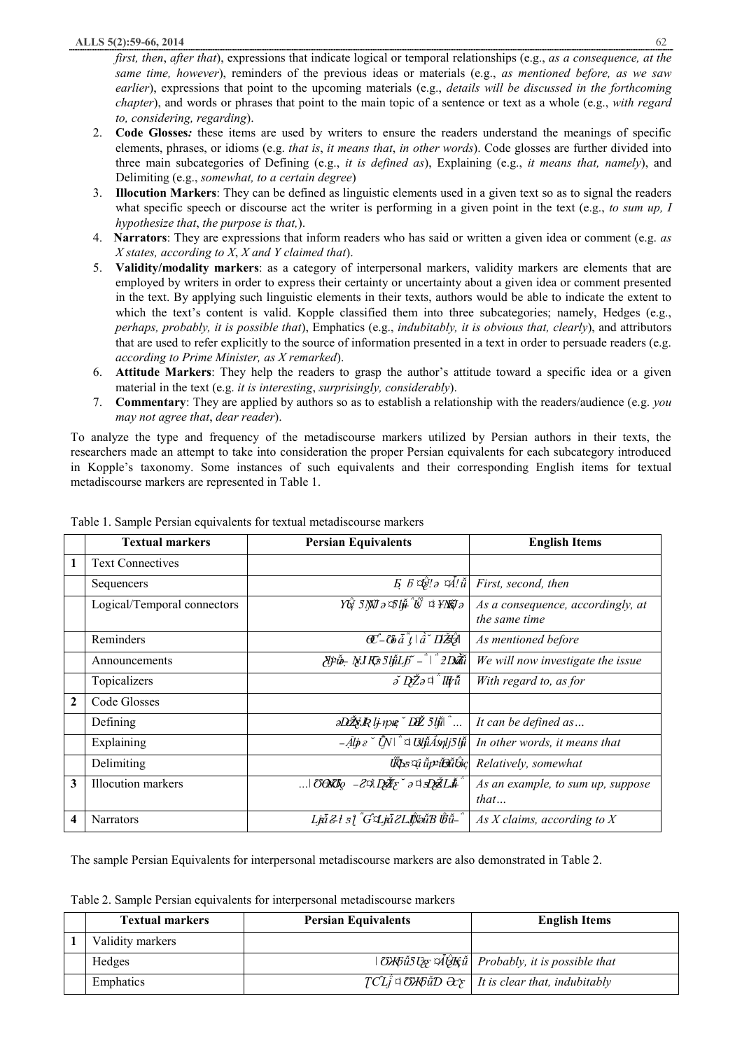*first, then*, *after that*), expressions that indicate logical or temporal relationships (e.g., *as a consequence, at the same time, however*), reminders of the previous ideas or materials (e.g., *as mentioned before, as we saw earlier*), expressions that point to the upcoming materials (e.g., *details will be discussed in the forthcoming chapter*), and words or phrases that point to the main topic of a sentence or text as a whole (e.g., *with regard to, considering, regarding*).

2. **Code Glosses***:* these items are used by writers to ensure the readers understand the meanings of specific elements, phrases, or idioms (e.g. *that is*, *it means that*, *in other words*). Code glosses are further divided into three main subcategories of Defining (e.g., *it is defined as*), Explaining (e.g., *it means that, namely*), and Delimiting (e.g., *somewhat, to a certain degree*)
3. **Illocution Markers**: They can be defined as linguistic elements used in a given text so as to signal the readers what specific speech or discourse act the writer is performing in a given point in the text (e.g., *to sum up, I hypothesize that*, *the purpose is that,*).
4. **Narrators**: They are expressions that inform readers who has said or written a given idea or comment (e.g. *as X states, according to X*, *X and Y claimed that*).
5. **Validity/modality markers**: as a category of interpersonal markers, validity markers are elements that are employed by writers in order to express their certainty or uncertainty about a given idea or comment presented in the text. By applying such linguistic elements in their texts, authors would be able to indicate the extent to which the text's content is valid. Kopple classified them into three subcategories; namely, Hedges (e.g., *perhaps, probably, it is possible that*), Emphatics (e.g., *indubitably, it is obvious that, clearly*), and attributors that are used to refer explicitly to the source of information presented in a text in order to persuade readers (e.g. *according to Prime Minister, as X remarked*).
6. **Attitude Markers**: They help the readers to grasp the author's attitude toward a specific idea or a given material in the text (e.g. *it is interesting*, *surprisingly, considerably*).
7. **Commentary**: They are applied by authors so as to establish a relationship with the readers/audience (e.g. *you may not agree that*, *dear reader*).

To analyze the type and frequency of the metadiscourse markers utilized by Persian authors in their texts, the researchers made an attempt to take into consideration the proper Persian equivalents for each subcategory introduced in Kopple's taxonomy. Some instances of such equivalents and their corresponding English items for textual metadiscourse markers are represented in Table 1.

Table 1. Sample Persian equivalents for textual metadiscourse markers

| | Textual markers | Persian Equivalents | English Items |
|---|---|---|---|
| 1 | Text Connectives | | |
| | Sequencers | Ƃ ƃ ¤ǵ!ə ¤Ǻ!ǚ | *First, second, then* |
| | Logical/Temporal connectors | Yǚ 5ŊJ ə ¤5ǉ ˆǗ ¤ YŊǁJ ə | *As a consequence, accordingly, at the same time* |
| | Reminders | Œ–Ő ǎ ˆţ \| ǎ ˇ DŽǴ\| | *As mentioned before* |
| | Announcements | ǅǂ– ŊJ Ǩ 5ǉLƃ – ˆ\| ˆ 2Dǚ | *We will now investigate the issue* |
| | Topicalizers | ǎ DŽə ¤ ˆ Ǉǚ | *With regard to, as for* |
| 2 | Code Glosses | | |
| | Defining | əDŽJR ǉ npę ˇ DŽ 5ǉ\| ˆ … | *It can be defined as…* |
| | Explaining | –Ǻǉ ə ˇ ǛN\| ˆ ¤ ǓǉǺǉ 5ǉ | *In other words, it means that* |
| | Delimiting | Ǘs ¤ ǔp ǗǓǚ | *Relatively, somewhat* |
| 3 | Illocution markers | …\| ŐŒǓǫ –2¤ DŽƹ ˇ ə ¤ sDŽLǻ ˆ | *As an example, to sum up, suppose that…* |
| 4 | Narrators | Lǻ 2 ł s ƪ ˆG ¤ Lǻ 2LǕǚB Ǘǚ– ˆ | *As X claims, according to X* |

The sample Persian Equivalents for interpersonal metadiscourse markers are also demonstrated in Table 2.

Table 2. Sample Persian equivalents for interpersonal metadiscourse markers

| | Textual markers | Persian Equivalents | English Items |
|---|---|---|---|
| 1 | Validity markers | | |
| | Hedges | \| ŐǨǚ5 Ǔƹ ¤ǺǨǚ | *Probably, it is possible that* |
| | Emphatics | ȚCLǰ ¤ ŐǨǚD Ǝƹ | *It is clear that, indubitably* |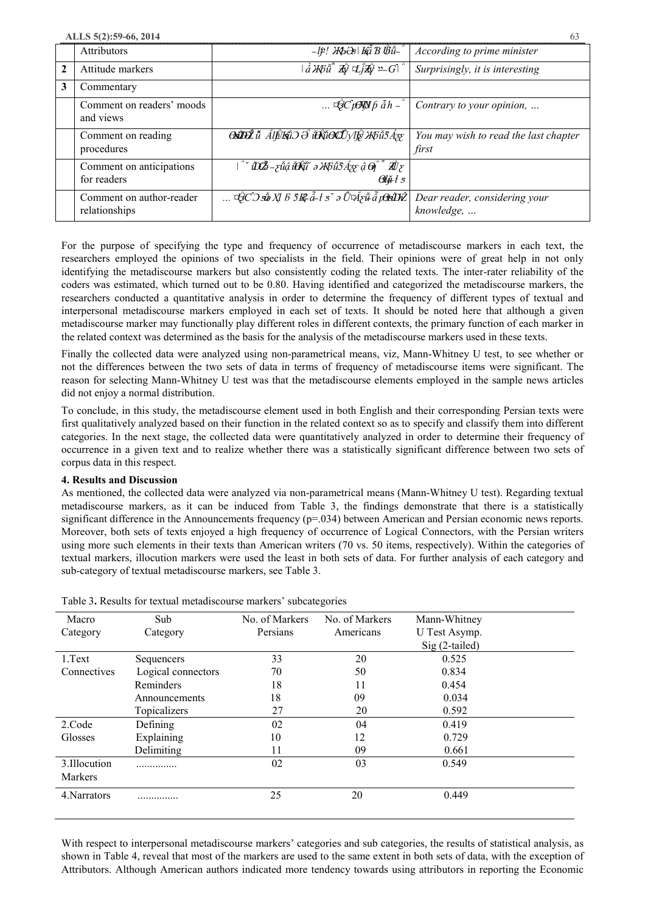|   | Attributors | –lþ! ϫЬϿs∣Ŀṻ Ɓ Ṻŭ– | *According to prime minister* |
|---|---|---|---|
| **2** | Attitude markers | ∣ẩ ϫБŭ Ẑψ ꝗLĵẐψ ≃–Gl | *Surprisingly, it is interesting* |
| **3** | Commentary |   |   |
|   | Comment on readers' moods and views | … ꝗẸC ÞƟɸ ρ ăh – | *Contrary to your opinion, …* |
|   | Comment on reading procedures | ƟƨĎƵ ŭ ẬlẸ ĶŞ̌ Ɔ Ə ĩƟ ̃ Ķŭ ƟϹỮ ỵlẸ ϫБŭ5Ấɛ | *You may wish to read the last chapter first* |
|   | Comment on anticipations for readers | ∣ ̃ ĭƊƵ –ɛŭ ậ ĭƟĶŭ ə ϫБŭ5Ấɛ ậ Ɵ ̃ Ẑ Ữ ɛ Ɵlẵ–ł ʂ |   |
|   | Comment on author-reader relationships | … ꝗẸCƆ sǒ Xl б 5Ꝁ ã–ł ʂ ̌ ə ÛꝗẤɛŭ ẫ ÞƟƨĎƵ | *Dear reader, considering your knowledge, …* |

For the purpose of specifying the type and frequency of occurrence of metadiscourse markers in each text, the researchers employed the opinions of two specialists in the field. Their opinions were of great help in not only identifying the metadiscourse markers but also consistently coding the related texts. The inter-rater reliability of the coders was estimated, which turned out to be 0.80. Having identified and categorized the metadiscourse markers, the researchers conducted a quantitative analysis in order to determine the frequency of different types of textual and interpersonal metadiscourse markers employed in each set of texts. It should be noted here that although a given metadiscourse marker may functionally play different roles in different contexts, the primary function of each marker in the related context was determined as the basis for the analysis of the metadiscourse markers used in these texts.

Finally the collected data were analyzed using non-parametrical means, viz, Mann-Whitney U test, to see whether or not the differences between the two sets of data in terms of frequency of metadiscourse items were significant. The reason for selecting Mann-Whitney U test was that the metadiscourse elements employed in the sample news articles did not enjoy a normal distribution.

To conclude, in this study, the metadiscourse element used in both English and their corresponding Persian texts were first qualitatively analyzed based on their function in the related context so as to specify and classify them into different categories. In the next stage, the collected data were quantitatively analyzed in order to determine their frequency of occurrence in a given text and to realize whether there was a statistically significant difference between two sets of corpus data in this respect.

**4. Results and Discussion**

As mentioned, the collected data were analyzed via non-parametrical means (Mann-Whitney U test). Regarding textual metadiscourse markers, as it can be induced from Table 3, the findings demonstrate that there is a statistically significant difference in the Announcements frequency (p=.034) between American and Persian economic news reports. Moreover, both sets of texts enjoyed a high frequency of occurrence of Logical Connectors, with the Persian writers using more such elements in their texts than American writers (70 vs. 50 items, respectively). Within the categories of textual markers, illocution markers were used the least in both sets of data. For further analysis of each category and sub-category of textual metadiscourse markers, see Table 3.

Table 3**.** Results for textual metadiscourse markers' subcategories

| Macro Category | Sub Category | No. of Markers Persians | No. of Markers Americans | Mann-Whitney U Test Asymp. Sig (2-tailed) |
|---|---|---|---|---|
| 1.Text Connectives | Sequencers | 33 | 20 | 0.525 |
|   | Logical connectors | 70 | 50 | 0.834 |
|   | Reminders | 18 | 11 | 0.454 |
|   | Announcements | 18 | 09 | 0.034 |
|   | Topicalizers | 27 | 20 | 0.592 |
| 2.Code Glosses | Defining | 02 | 04 | 0.419 |
|   | Explaining | 10 | 12 | 0.729 |
|   | Delimiting | 11 | 09 | 0.661 |
| 3.Illocution Markers | .............. | 02 | 03 | 0.549 |
| 4.Narrators | .............. | 25 | 20 | 0.449 |

With respect to interpersonal metadiscourse markers' categories and sub categories, the results of statistical analysis, as shown in Table 4, reveal that most of the markers are used to the same extent in both sets of data, with the exception of Attributors. Although American authors indicated more tendency towards using attributors in reporting the Economic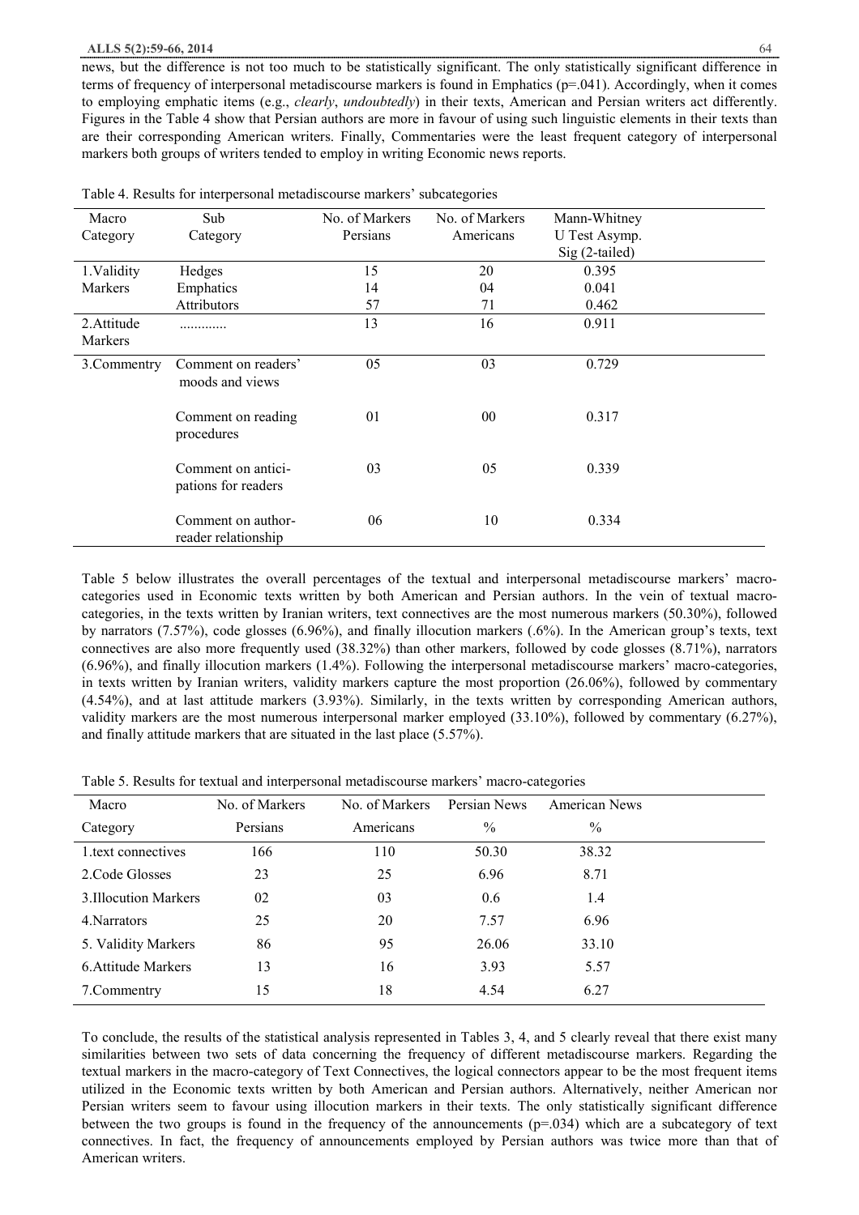news, but the difference is not too much to be statistically significant. The only statistically significant difference in terms of frequency of interpersonal metadiscourse markers is found in Emphatics (p=.041). Accordingly, when it comes to employing emphatic items (e.g., *clearly*, *undoubtedly*) in their texts, American and Persian writers act differently. Figures in the Table 4 show that Persian authors are more in favour of using such linguistic elements in their texts than are their corresponding American writers. Finally, Commentaries were the least frequent category of interpersonal markers both groups of writers tended to employ in writing Economic news reports.

Table 4. Results for interpersonal metadiscourse markers' subcategories

| Macro Category | Sub Category | No. of Markers Persians | No. of Markers Americans | Mann-Whitney U Test Asymp. Sig (2-tailed) |
|---|---|---|---|---|
| 1.Validity Markers | Hedges | 15 | 20 | 0.395 |
| | Emphatics | 14 | 04 | 0.041 |
| | Attributors | 57 | 71 | 0.462 |
| 2.Attitude Markers | ............ | 13 | 16 | 0.911 |
| 3.Commentry | Comment on readers' moods and views | 05 | 03 | 0.729 |
| | Comment on reading procedures | 01 | 00 | 0.317 |
| | Comment on anticipations for readers | 03 | 05 | 0.339 |
| | Comment on author-reader relationship | 06 | 10 | 0.334 |

Table 5 below illustrates the overall percentages of the textual and interpersonal metadiscourse markers' macro-categories used in Economic texts written by both American and Persian authors. In the vein of textual macro-categories, in the texts written by Iranian writers, text connectives are the most numerous markers (50.30%), followed by narrators (7.57%), code glosses (6.96%), and finally illocution markers (.6%). In the American group's texts, text connectives are also more frequently used (38.32%) than other markers, followed by code glosses (8.71%), narrators (6.96%), and finally illocution markers (1.4%). Following the interpersonal metadiscourse markers' macro-categories, in texts written by Iranian writers, validity markers capture the most proportion (26.06%), followed by commentary (4.54%), and at last attitude markers (3.93%). Similarly, in the texts written by corresponding American authors, validity markers are the most numerous interpersonal marker employed (33.10%), followed by commentary (6.27%), and finally attitude markers that are situated in the last place (5.57%).

Table 5. Results for textual and interpersonal metadiscourse markers' macro-categories

| Macro Category | No. of Markers Persians | No. of Markers Americans | Persian News % | American News % |
|---|---|---|---|---|
| 1.text connectives | 166 | 110 | 50.30 | 38.32 |
| 2.Code Glosses | 23 | 25 | 6.96 | 8.71 |
| 3.Illocution Markers | 02 | 03 | 0.6 | 1.4 |
| 4.Narrators | 25 | 20 | 7.57 | 6.96 |
| 5. Validity Markers | 86 | 95 | 26.06 | 33.10 |
| 6.Attitude Markers | 13 | 16 | 3.93 | 5.57 |
| 7.Commentry | 15 | 18 | 4.54 | 6.27 |

To conclude, the results of the statistical analysis represented in Tables 3, 4, and 5 clearly reveal that there exist many similarities between two sets of data concerning the frequency of different metadiscourse markers. Regarding the textual markers in the macro-category of Text Connectives, the logical connectors appear to be the most frequent items utilized in the Economic texts written by both American and Persian authors. Alternatively, neither American nor Persian writers seem to favour using illocution markers in their texts. The only statistically significant difference between the two groups is found in the frequency of the announcements (p=.034) which are a subcategory of text connectives. In fact, the frequency of announcements employed by Persian authors was twice more than that of American writers.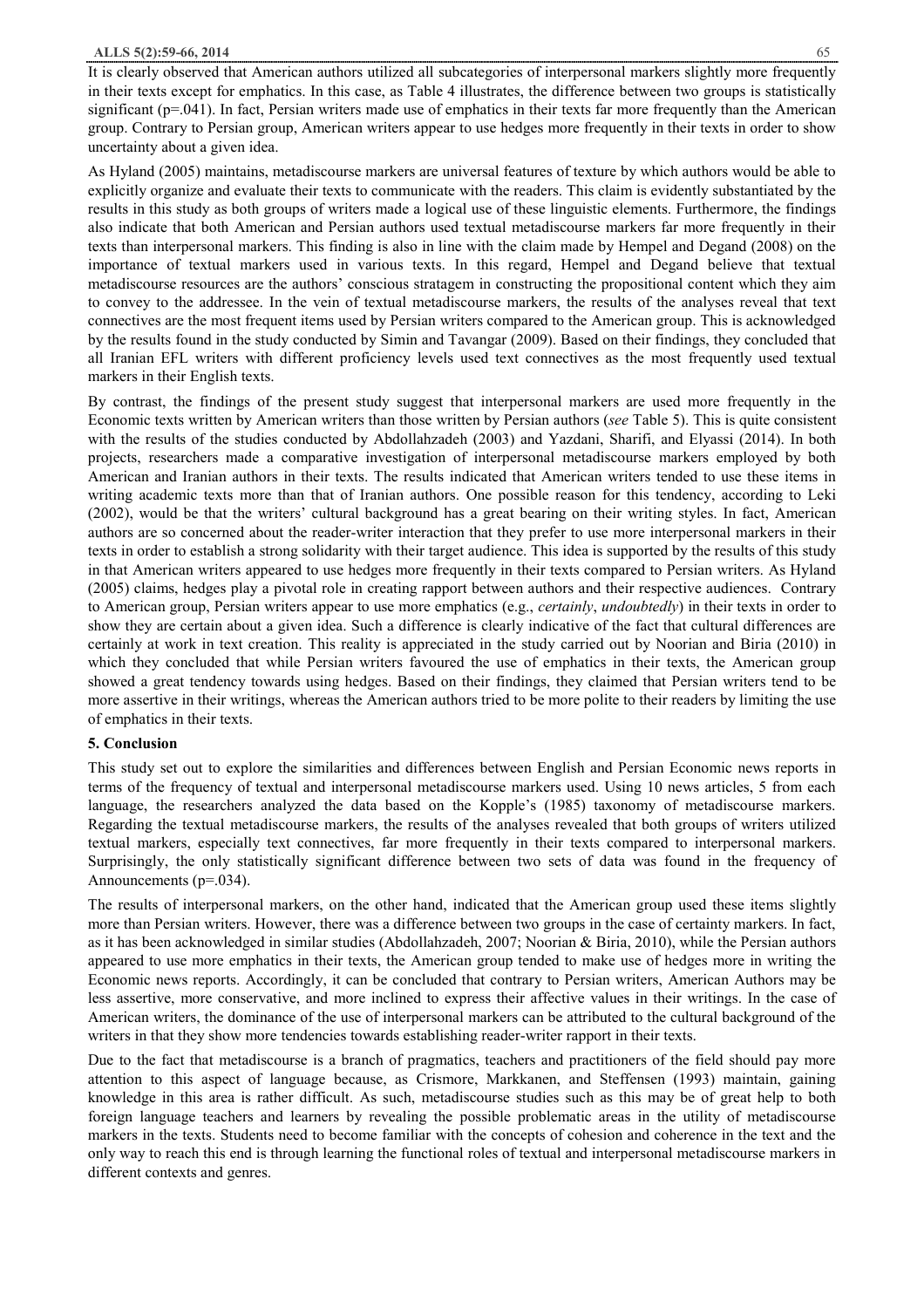It is clearly observed that American authors utilized all subcategories of interpersonal markers slightly more frequently in their texts except for emphatics. In this case, as Table 4 illustrates, the difference between two groups is statistically significant (p=.041). In fact, Persian writers made use of emphatics in their texts far more frequently than the American group. Contrary to Persian group, American writers appear to use hedges more frequently in their texts in order to show uncertainty about a given idea.

As Hyland (2005) maintains, metadiscourse markers are universal features of texture by which authors would be able to explicitly organize and evaluate their texts to communicate with the readers. This claim is evidently substantiated by the results in this study as both groups of writers made a logical use of these linguistic elements. Furthermore, the findings also indicate that both American and Persian authors used textual metadiscourse markers far more frequently in their texts than interpersonal markers. This finding is also in line with the claim made by Hempel and Degand (2008) on the importance of textual markers used in various texts. In this regard, Hempel and Degand believe that textual metadiscourse resources are the authors' conscious stratagem in constructing the propositional content which they aim to convey to the addressee. In the vein of textual metadiscourse markers, the results of the analyses reveal that text connectives are the most frequent items used by Persian writers compared to the American group. This is acknowledged by the results found in the study conducted by Simin and Tavangar (2009). Based on their findings, they concluded that all Iranian EFL writers with different proficiency levels used text connectives as the most frequently used textual markers in their English texts.

By contrast, the findings of the present study suggest that interpersonal markers are used more frequently in the Economic texts written by American writers than those written by Persian authors (*see* Table 5). This is quite consistent with the results of the studies conducted by Abdollahzadeh (2003) and Yazdani, Sharifi, and Elyassi (2014). In both projects, researchers made a comparative investigation of interpersonal metadiscourse markers employed by both American and Iranian authors in their texts. The results indicated that American writers tended to use these items in writing academic texts more than that of Iranian authors. One possible reason for this tendency, according to Leki (2002), would be that the writers' cultural background has a great bearing on their writing styles. In fact, American authors are so concerned about the reader-writer interaction that they prefer to use more interpersonal markers in their texts in order to establish a strong solidarity with their target audience. This idea is supported by the results of this study in that American writers appeared to use hedges more frequently in their texts compared to Persian writers. As Hyland (2005) claims, hedges play a pivotal role in creating rapport between authors and their respective audiences. Contrary to American group, Persian writers appear to use more emphatics (e.g., *certainly*, *undoubtedly*) in their texts in order to show they are certain about a given idea. Such a difference is clearly indicative of the fact that cultural differences are certainly at work in text creation. This reality is appreciated in the study carried out by Noorian and Biria (2010) in which they concluded that while Persian writers favoured the use of emphatics in their texts, the American group showed a great tendency towards using hedges. Based on their findings, they claimed that Persian writers tend to be more assertive in their writings, whereas the American authors tried to be more polite to their readers by limiting the use of emphatics in their texts.

## 5. Conclusion

This study set out to explore the similarities and differences between English and Persian Economic news reports in terms of the frequency of textual and interpersonal metadiscourse markers used. Using 10 news articles, 5 from each language, the researchers analyzed the data based on the Kopple's (1985) taxonomy of metadiscourse markers. Regarding the textual metadiscourse markers, the results of the analyses revealed that both groups of writers utilized textual markers, especially text connectives, far more frequently in their texts compared to interpersonal markers. Surprisingly, the only statistically significant difference between two sets of data was found in the frequency of Announcements (p=.034).

The results of interpersonal markers, on the other hand, indicated that the American group used these items slightly more than Persian writers. However, there was a difference between two groups in the case of certainty markers. In fact, as it has been acknowledged in similar studies (Abdollahzadeh, 2007; Noorian & Biria, 2010), while the Persian authors appeared to use more emphatics in their texts, the American group tended to make use of hedges more in writing the Economic news reports. Accordingly, it can be concluded that contrary to Persian writers, American Authors may be less assertive, more conservative, and more inclined to express their affective values in their writings. In the case of American writers, the dominance of the use of interpersonal markers can be attributed to the cultural background of the writers in that they show more tendencies towards establishing reader-writer rapport in their texts.

Due to the fact that metadiscourse is a branch of pragmatics, teachers and practitioners of the field should pay more attention to this aspect of language because, as Crismore, Markkanen, and Steffensen (1993) maintain, gaining knowledge in this area is rather difficult. As such, metadiscourse studies such as this may be of great help to both foreign language teachers and learners by revealing the possible problematic areas in the utility of metadiscourse markers in the texts. Students need to become familiar with the concepts of cohesion and coherence in the text and the only way to reach this end is through learning the functional roles of textual and interpersonal metadiscourse markers in different contexts and genres.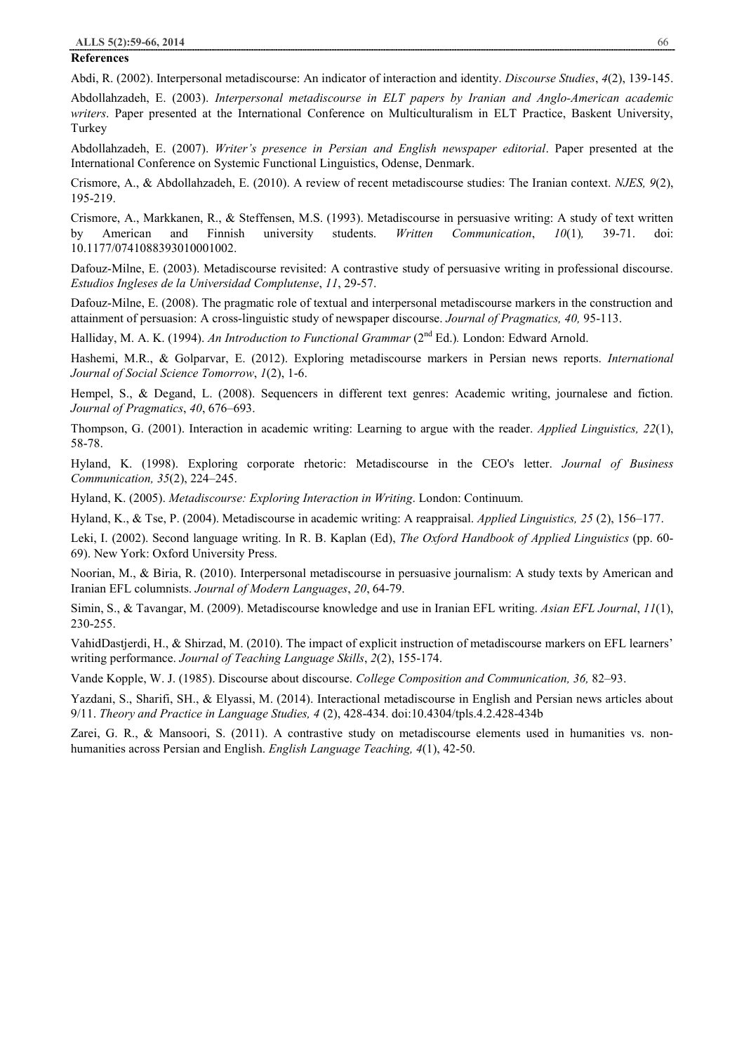**References**

Abdi, R. (2002). Interpersonal metadiscourse: An indicator of interaction and identity. *Discourse Studies*, *4*(2), 139-145.

Abdollahzadeh, E. (2003). *Interpersonal metadiscourse in ELT papers by Iranian and Anglo-American academic writers*. Paper presented at the International Conference on Multiculturalism in ELT Practice, Baskent University, Turkey

Abdollahzadeh, E. (2007). *Writer's presence in Persian and English newspaper editorial*. Paper presented at the International Conference on Systemic Functional Linguistics, Odense, Denmark.

Crismore, A., & Abdollahzadeh, E. (2010). A review of recent metadiscourse studies: The Iranian context. *NJES, 9*(2), 195-219.

Crismore, A., Markkanen, R., & Steffensen, M.S. (1993). Metadiscourse in persuasive writing: A study of text written by American and Finnish university students. *Written Communication*, *10*(1)*,* 39-71. doi: 10.1177/0741088393010001002.

Dafouz-Milne, E. (2003). Metadiscourse revisited: A contrastive study of persuasive writing in professional discourse. *Estudios Ingleses de la Universidad Complutense*, *11*, 29-57.

Dafouz-Milne, E. (2008). The pragmatic role of textual and interpersonal metadiscourse markers in the construction and attainment of persuasion: A cross-linguistic study of newspaper discourse. *Journal of Pragmatics, 40,* 95-113.

Halliday, M. A. K. (1994). *An Introduction to Functional Grammar* (2nd Ed.). London: Edward Arnold.

Hashemi, M.R., & Golparvar, E. (2012). Exploring metadiscourse markers in Persian news reports. *International Journal of Social Science Tomorrow*, *1*(2), 1-6.

Hempel, S., & Degand, L. (2008). Sequencers in different text genres: Academic writing, journalese and fiction. *Journal of Pragmatics*, *40*, 676–693.

Thompson, G. (2001). Interaction in academic writing: Learning to argue with the reader. *Applied Linguistics, 22*(1), 58-78.

Hyland, K. (1998). Exploring corporate rhetoric: Metadiscourse in the CEO's letter. *Journal of Business Communication, 35*(2), 224–245.

Hyland, K. (2005). *Metadiscourse: Exploring Interaction in Writing*. London: Continuum.

Hyland, K., & Tse, P. (2004). Metadiscourse in academic writing: A reappraisal. *Applied Linguistics, 25* (2), 156–177.

Leki, I. (2002). Second language writing. In R. B. Kaplan (Ed), *The Oxford Handbook of Applied Linguistics* (pp. 60-69). New York: Oxford University Press.

Noorian, M., & Biria, R. (2010). Interpersonal metadiscourse in persuasive journalism: A study texts by American and Iranian EFL columnists. *Journal of Modern Languages*, *20*, 64-79.

Simin, S., & Tavangar, M. (2009). Metadiscourse knowledge and use in Iranian EFL writing. *Asian EFL Journal*, *11*(1), 230-255.

VahidDastjerdi, H., & Shirzad, M. (2010). The impact of explicit instruction of metadiscourse markers on EFL learners' writing performance. *Journal of Teaching Language Skills*, *2*(2), 155-174.

Vande Kopple, W. J. (1985). Discourse about discourse. *College Composition and Communication, 36,* 82–93.

Yazdani, S., Sharifi, SH., & Elyassi, M. (2014). Interactional metadiscourse in English and Persian news articles about 9/11. *Theory and Practice in Language Studies, 4* (2), 428-434. doi:10.4304/tpls.4.2.428-434b

Zarei, G. R., & Mansoori, S. (2011). A contrastive study on metadiscourse elements used in humanities vs. non-humanities across Persian and English. *English Language Teaching, 4*(1), 42-50.